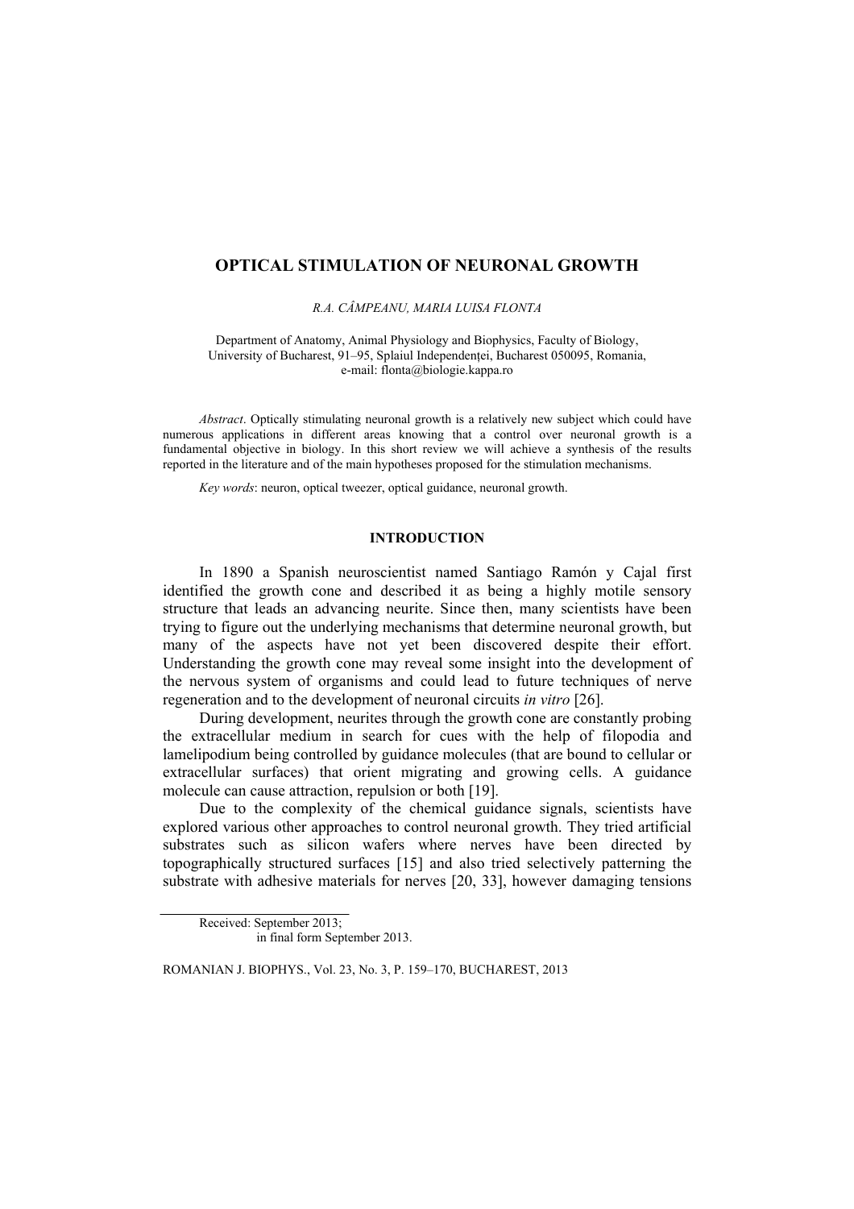# OPTICAL STIMULATION OF NEURONAL GROWTH

*R.A. CÂMPEANU, MARIA LUISA FLONTA*

Department of Anatomy, Animal Physiology and Biophysics, Faculty of Biology, University of Bucharest, 91–95, Splaiul Independenței, Bucharest 050095, Romania, e-mail: flonta@biologie.kappa.ro

*Abstract*. Optically stimulating neuronal growth is a relatively new subject which could have numerous applications in different areas knowing that a control over neuronal growth is a fundamental objective in biology. In this short review we will achieve a synthesis of the results reported in the literature and of the main hypotheses proposed for the stimulation mechanisms.

*Key words*: neuron, optical tweezer, optical guidance, neuronal growth.

## INTRODUCTION

In 1890 a Spanish neuroscientist named Santiago Ramón y Cajal first identified the growth cone and described it as being a highly motile sensory structure that leads an advancing neurite. Since then, many scientists have been trying to figure out the underlying mechanisms that determine neuronal growth, but many of the aspects have not yet been discovered despite their effort. Understanding the growth cone may reveal some insight into the development of the nervous system of organisms and could lead to future techniques of nerve regeneration and to the development of neuronal circuits *in vitro* [26].

During development, neurites through the growth cone are constantly probing the extracellular medium in search for cues with the help of filopodia and lamelipodium being controlled by guidance molecules (that are bound to cellular or extracellular surfaces) that orient migrating and growing cells. A guidance molecule can cause attraction, repulsion or both [19].

Due to the complexity of the chemical guidance signals, scientists have explored various other approaches to control neuronal growth. They tried artificial substrates such as silicon wafers where nerves have been directed by topographically structured surfaces [15] and also tried selectively patterning the substrate with adhesive materials for nerves [20, 33], however damaging tensions

Received: September 2013;
in final form September 2013.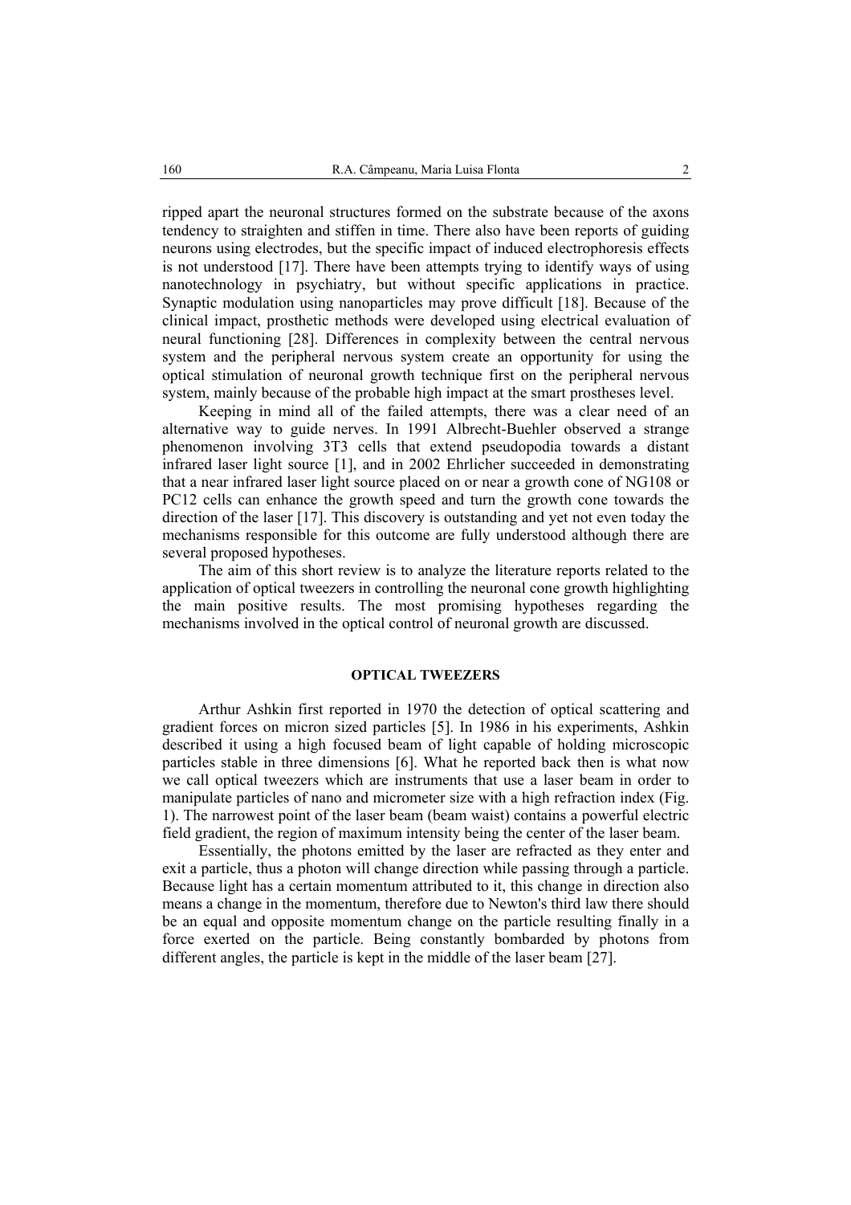ripped apart the neuronal structures formed on the substrate because of the axons tendency to straighten and stiffen in time. There also have been reports of guiding neurons using electrodes, but the specific impact of induced electrophoresis effects is not understood [17]. There have been attempts trying to identify ways of using nanotechnology in psychiatry, but without specific applications in practice. Synaptic modulation using nanoparticles may prove difficult [18]. Because of the clinical impact, prosthetic methods were developed using electrical evaluation of neural functioning [28]. Differences in complexity between the central nervous system and the peripheral nervous system create an opportunity for using the optical stimulation of neuronal growth technique first on the peripheral nervous system, mainly because of the probable high impact at the smart prostheses level.

Keeping in mind all of the failed attempts, there was a clear need of an alternative way to guide nerves. In 1991 Albrecht-Buehler observed a strange phenomenon involving 3T3 cells that extend pseudopodia towards a distant infrared laser light source [1], and in 2002 Ehrlicher succeeded in demonstrating that a near infrared laser light source placed on or near a growth cone of NG108 or PC12 cells can enhance the growth speed and turn the growth cone towards the direction of the laser [17]. This discovery is outstanding and yet not even today the mechanisms responsible for this outcome are fully understood although there are several proposed hypotheses.

The aim of this short review is to analyze the literature reports related to the application of optical tweezers in controlling the neuronal cone growth highlighting the main positive results. The most promising hypotheses regarding the mechanisms involved in the optical control of neuronal growth are discussed.

## OPTICAL TWEEZERS

Arthur Ashkin first reported in 1970 the detection of optical scattering and gradient forces on micron sized particles [5]. In 1986 in his experiments, Ashkin described it using a high focused beam of light capable of holding microscopic particles stable in three dimensions [6]. What he reported back then is what now we call optical tweezers which are instruments that use a laser beam in order to manipulate particles of nano and micrometer size with a high refraction index (Fig. 1). The narrowest point of the laser beam (beam waist) contains a powerful electric field gradient, the region of maximum intensity being the center of the laser beam.

Essentially, the photons emitted by the laser are refracted as they enter and exit a particle, thus a photon will change direction while passing through a particle. Because light has a certain momentum attributed to it, this change in direction also means a change in the momentum, therefore due to Newton's third law there should be an equal and opposite momentum change on the particle resulting finally in a force exerted on the particle. Being constantly bombarded by photons from different angles, the particle is kept in the middle of the laser beam [27].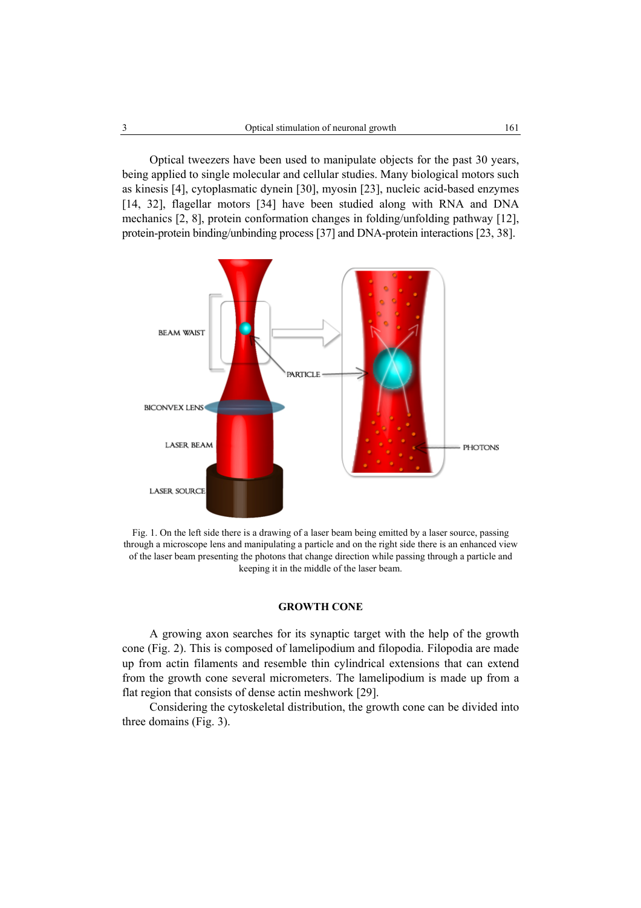Optical tweezers have been used to manipulate objects for the past 30 years, being applied to single molecular and cellular studies. Many biological motors such as kinesis [4], cytoplasmatic dynein [30], myosin [23], nucleic acid-based enzymes [14, 32], flagellar motors [34] have been studied along with RNA and DNA mechanics [2, 8], protein conformation changes in folding/unfolding pathway [12], protein-protein binding/unbinding process [37] and DNA-protein interactions [23, 38].

Fig. 1. On the left side there is a drawing of a laser beam being emitted by a laser source, passing through a microscope lens and manipulating a particle and on the right side there is an enhanced view of the laser beam presenting the photons that change direction while passing through a particle and keeping it in the middle of the laser beam.

## GROWTH CONE

A growing axon searches for its synaptic target with the help of the growth cone (Fig. 2). This is composed of lamelipodium and filopodia. Filopodia are made up from actin filaments and resemble thin cylindrical extensions that can extend from the growth cone several micrometers. The lamelipodium is made up from a flat region that consists of dense actin meshwork [29].

Considering the cytoskeletal distribution, the growth cone can be divided into three domains (Fig. 3).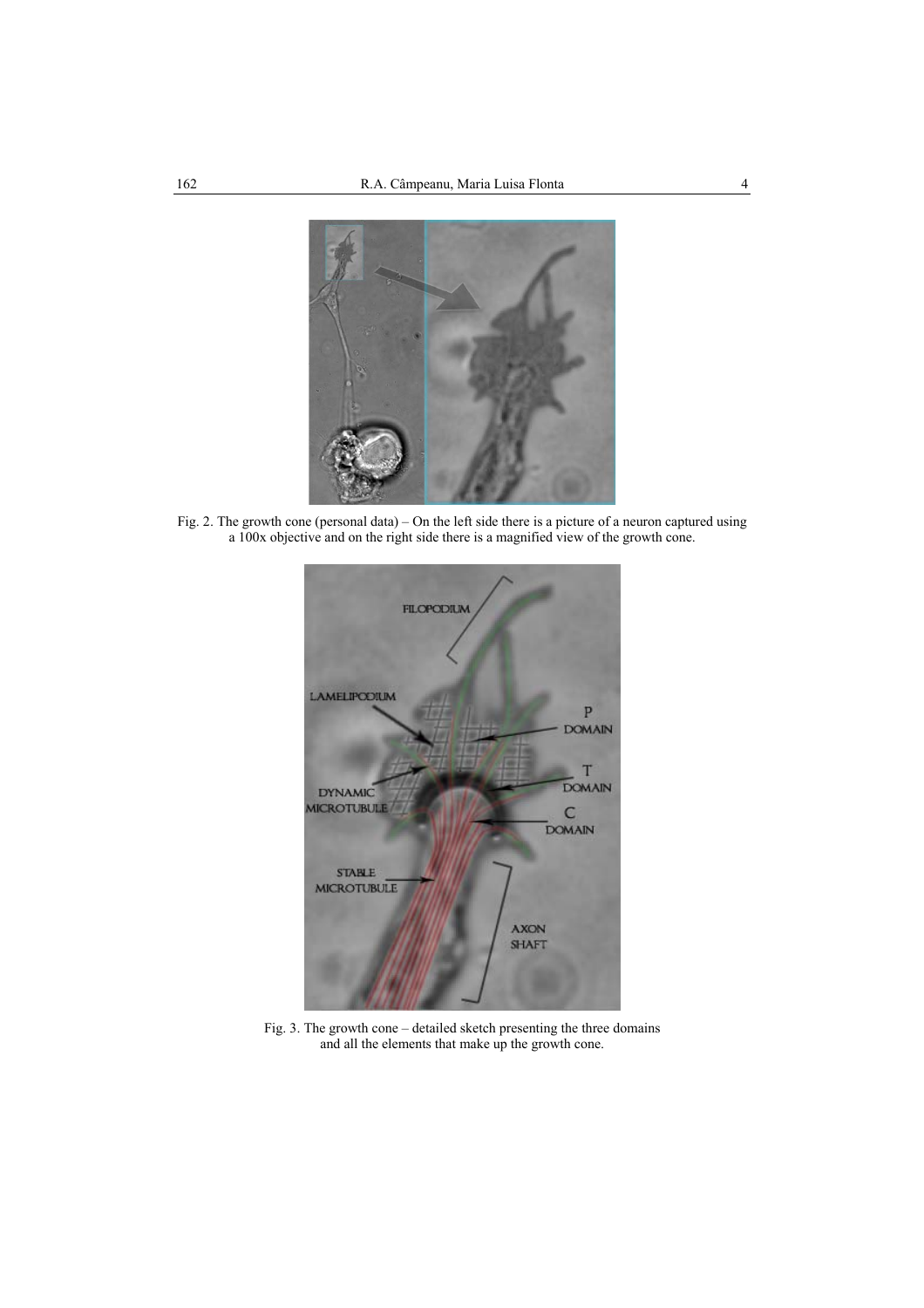Fig. 2. The growth cone (personal data) – On the left side there is a picture of a neuron captured using a 100x objective and on the right side there is a magnified view of the growth cone.

Fig. 3. The growth cone – detailed sketch presenting the three domains and all the elements that make up the growth cone.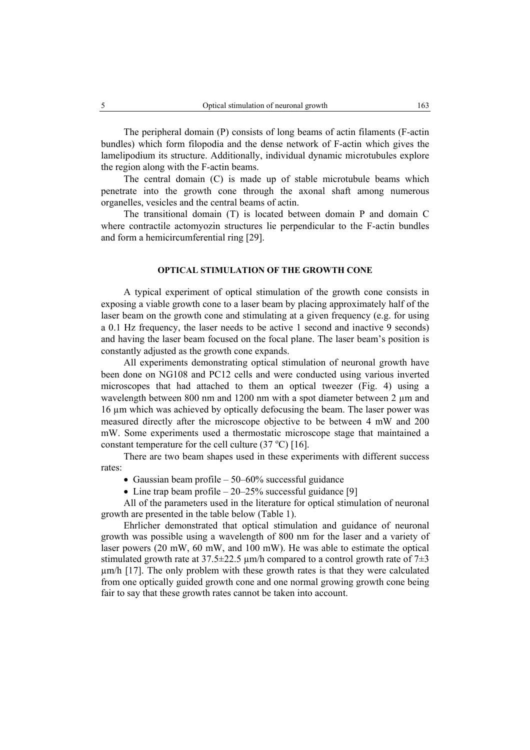The peripheral domain (P) consists of long beams of actin filaments (F-actin bundles) which form filopodia and the dense network of F-actin which gives the lamelipodium its structure. Additionally, individual dynamic microtubules explore the region along with the F-actin beams.

The central domain (C) is made up of stable microtubule beams which penetrate into the growth cone through the axonal shaft among numerous organelles, vesicles and the central beams of actin.

The transitional domain (T) is located between domain P and domain C where contractile actomyozin structures lie perpendicular to the F-actin bundles and form a hemicircumferential ring [29].

## OPTICAL STIMULATION OF THE GROWTH CONE

A typical experiment of optical stimulation of the growth cone consists in exposing a viable growth cone to a laser beam by placing approximately half of the laser beam on the growth cone and stimulating at a given frequency (e.g. for using a 0.1 Hz frequency, the laser needs to be active 1 second and inactive 9 seconds) and having the laser beam focused on the focal plane. The laser beam's position is constantly adjusted as the growth cone expands.

All experiments demonstrating optical stimulation of neuronal growth have been done on NG108 and PC12 cells and were conducted using various inverted microscopes that had attached to them an optical tweezer (Fig. 4) using a wavelength between 800 nm and 1200 nm with a spot diameter between 2 µm and 16 µm which was achieved by optically defocusing the beam. The laser power was measured directly after the microscope objective to be between 4 mW and 200 mW. Some experiments used a thermostatic microscope stage that maintained a constant temperature for the cell culture (37 ºC) [16].

There are two beam shapes used in these experiments with different success rates:

- Gaussian beam profile – 50–60% successful guidance
- Line trap beam profile – 20–25% successful guidance [9]

All of the parameters used in the literature for optical stimulation of neuronal growth are presented in the table below (Table 1).

Ehrlicher demonstrated that optical stimulation and guidance of neuronal growth was possible using a wavelength of 800 nm for the laser and a variety of laser powers (20 mW, 60 mW, and 100 mW). He was able to estimate the optical stimulated growth rate at 37.5±22.5 µm/h compared to a control growth rate of 7±3 µm/h [17]. The only problem with these growth rates is that they were calculated from one optically guided growth cone and one normal growing growth cone being fair to say that these growth rates cannot be taken into account.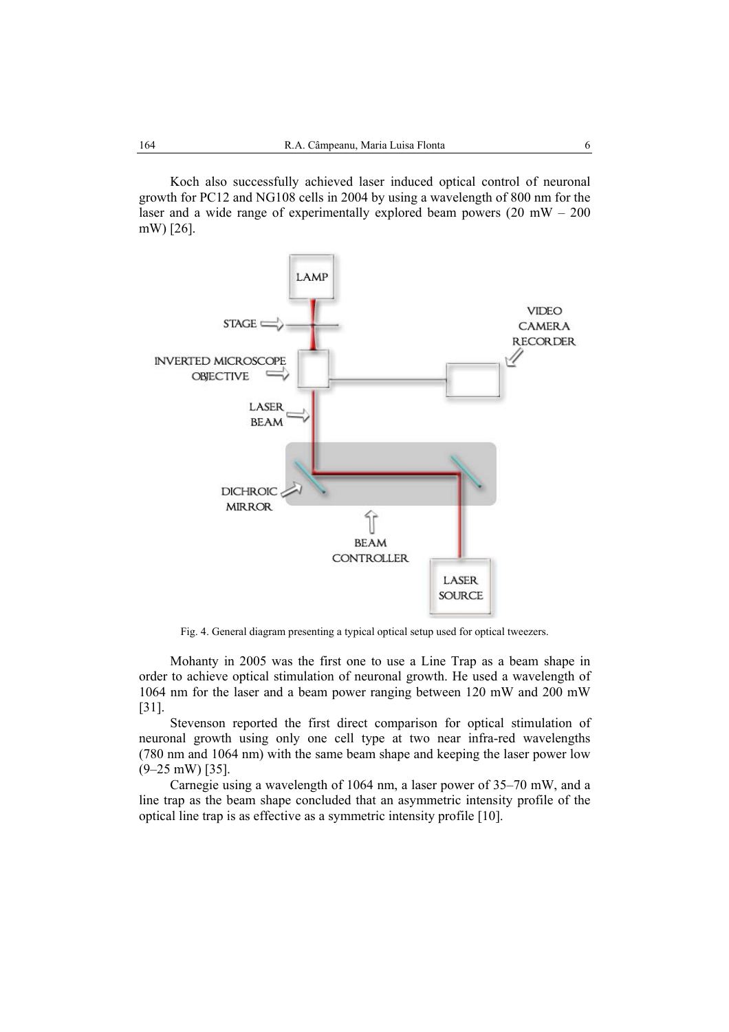Koch also successfully achieved laser induced optical control of neuronal growth for PC12 and NG108 cells in 2004 by using a wavelength of 800 nm for the laser and a wide range of experimentally explored beam powers (20 mW – 200 mW) [26].

Fig. 4. General diagram presenting a typical optical setup used for optical tweezers.

Mohanty in 2005 was the first one to use a Line Trap as a beam shape in order to achieve optical stimulation of neuronal growth. He used a wavelength of 1064 nm for the laser and a beam power ranging between 120 mW and 200 mW [31].

Stevenson reported the first direct comparison for optical stimulation of neuronal growth using only one cell type at two near infra-red wavelengths (780 nm and 1064 nm) with the same beam shape and keeping the laser power low (9–25 mW) [35].

Carnegie using a wavelength of 1064 nm, a laser power of 35–70 mW, and a line trap as the beam shape concluded that an asymmetric intensity profile of the optical line trap is as effective as a symmetric intensity profile [10].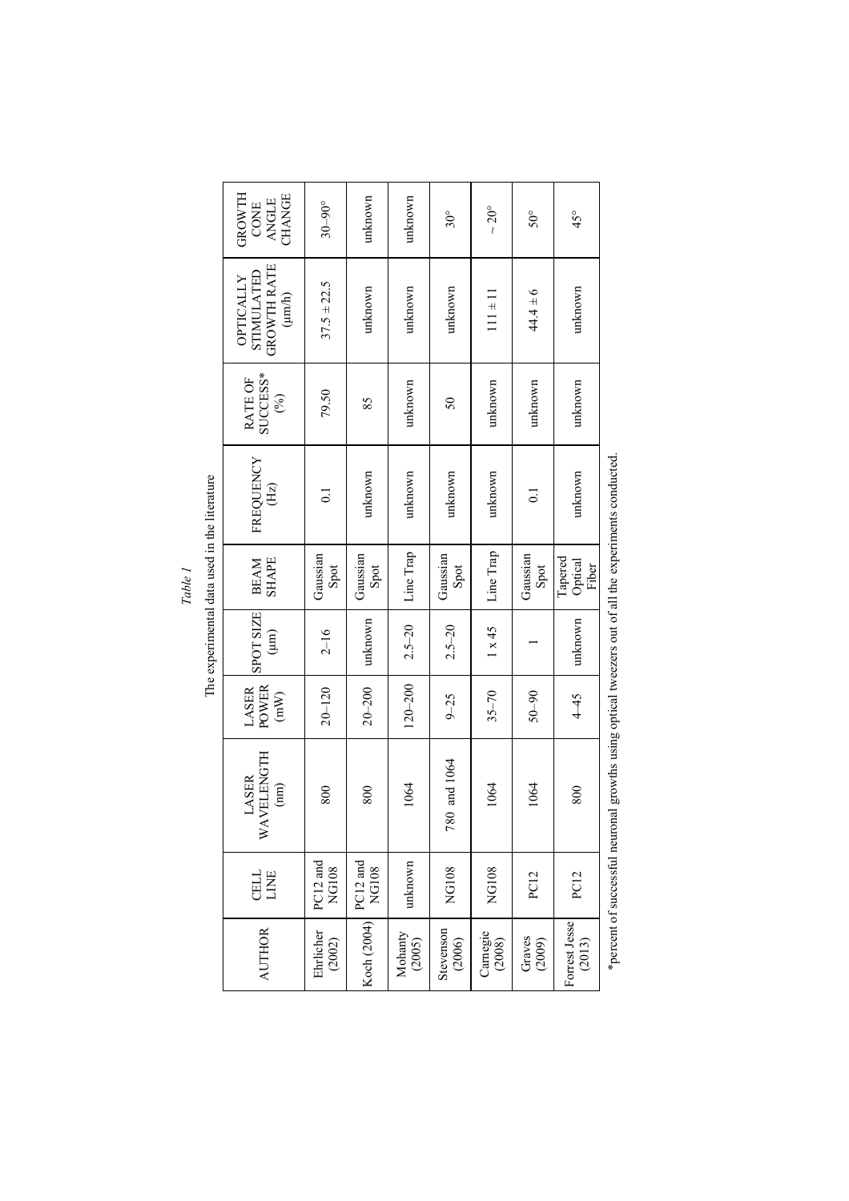*Table 1*

The experimental data used in the literature

| AUTHOR | CELL LINE | LASER WAVELENGTH (nm) | LASER POWER (mW) | SPOT SIZE (µm) | BEAM SHAPE | FREQUENCY (Hz) | RATE OF SUCCESS* (%) | OPTICALLY STIMULATED GROWTH RATE (µm/h) | GROWTH CONE ANGLE CHANGE |
|---|---|---|---|---|---|---|---|---|---|
| Ehrlicher (2002) | PC12 and NG108 | 800 | 20–120 | 2–16 | Gaussian Spot | 0.1 | 79.50 | 37.5 ± 22.5 | 30–90° |
| Koch (2004) | PC12 and NG108 | 800 | 20–200 | unknown | Gaussian Spot | unknown | 85 | unknown | unknown |
| Mohanty (2005) | unknown | 1064 | 120–200 | 2.5–20 | Line Trap | unknown | unknown | unknown | unknown |
| Stevenson (2006) | NG108 | 780 and 1064 | 9–25 | 2.5–20 | Gaussian Spot | unknown | 50 | unknown | 30° |
| Carnegie (2008) | NG108 | 1064 | 35–70 | 1 x 45 | Line Trap | unknown | unknown | 111 ± 11 | ~ 20° |
| Graves (2009) | PC12 | 1064 | 50–90 | 1 | Gaussian Spot | 0.1 | unknown | 44.4 ± 6 | 50° |
| Forrest Jesse (2013) | PC12 | 800 | 4–45 | unknown | Tapered Optical Fiber | unknown | unknown | unknown | 45° |

*percent of successful neuronal growths using optical tweezers out of all the experiments conducted.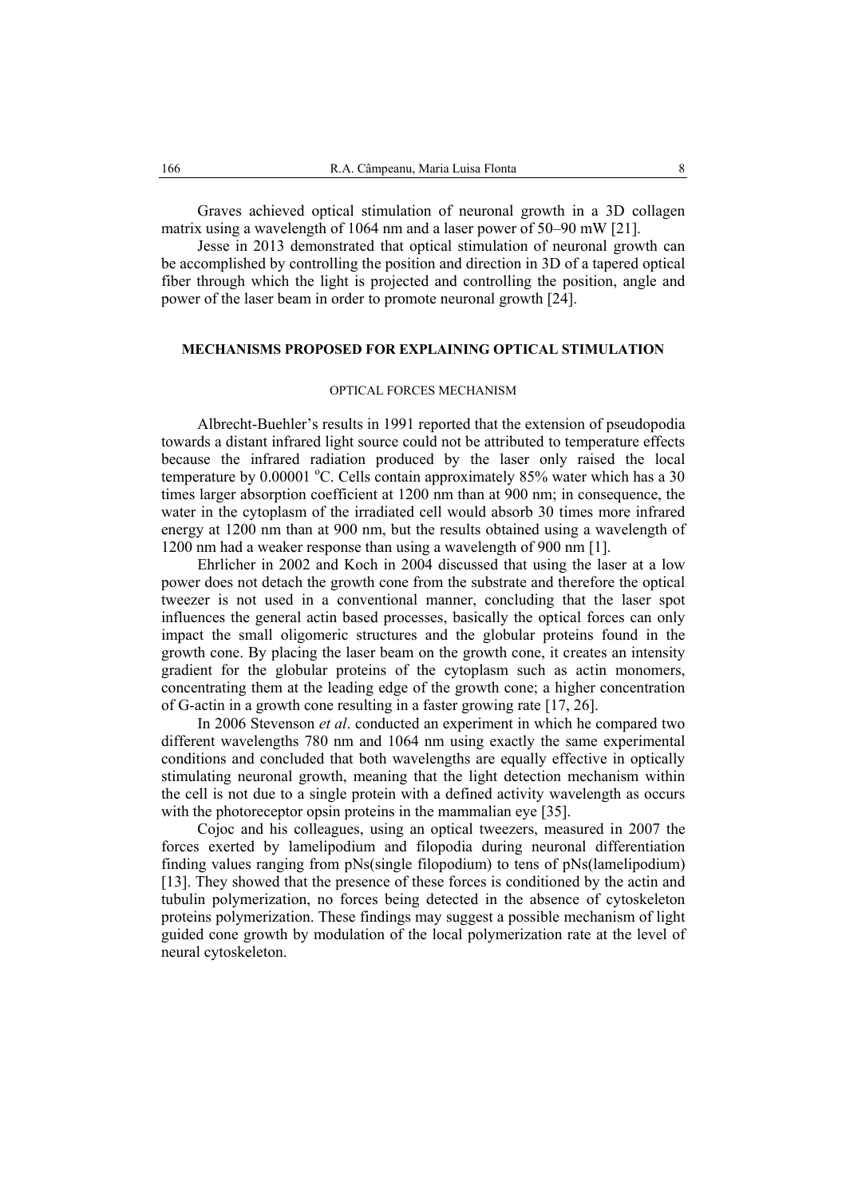Graves achieved optical stimulation of neuronal growth in a 3D collagen matrix using a wavelength of 1064 nm and a laser power of 50–90 mW [21].

Jesse in 2013 demonstrated that optical stimulation of neuronal growth can be accomplished by controlling the position and direction in 3D of a tapered optical fiber through which the light is projected and controlling the position, angle and power of the laser beam in order to promote neuronal growth [24].

## MECHANISMS PROPOSED FOR EXPLAINING OPTICAL STIMULATION

### OPTICAL FORCES MECHANISM

Albrecht-Buehler's results in 1991 reported that the extension of pseudopodia towards a distant infrared light source could not be attributed to temperature effects because the infrared radiation produced by the laser only raised the local temperature by 0.00001 $^{o}$C. Cells contain approximately 85% water which has a 30 times larger absorption coefficient at 1200 nm than at 900 nm; in consequence, the water in the cytoplasm of the irradiated cell would absorb 30 times more infrared energy at 1200 nm than at 900 nm, but the results obtained using a wavelength of 1200 nm had a weaker response than using a wavelength of 900 nm [1].

Ehrlicher in 2002 and Koch in 2004 discussed that using the laser at a low power does not detach the growth cone from the substrate and therefore the optical tweezer is not used in a conventional manner, concluding that the laser spot influences the general actin based processes, basically the optical forces can only impact the small oligomeric structures and the globular proteins found in the growth cone. By placing the laser beam on the growth cone, it creates an intensity gradient for the globular proteins of the cytoplasm such as actin monomers, concentrating them at the leading edge of the growth cone; a higher concentration of G-actin in a growth cone resulting in a faster growing rate [17, 26].

In 2006 Stevenson *et al*. conducted an experiment in which he compared two different wavelengths 780 nm and 1064 nm using exactly the same experimental conditions and concluded that both wavelengths are equally effective in optically stimulating neuronal growth, meaning that the light detection mechanism within the cell is not due to a single protein with a defined activity wavelength as occurs with the photoreceptor opsin proteins in the mammalian eye [35].

Cojoc and his colleagues, using an optical tweezers, measured in 2007 the forces exerted by lamelipodium and filopodia during neuronal differentiation finding values ranging from pNs(single filopodium) to tens of pNs(lamelipodium) [13]. They showed that the presence of these forces is conditioned by the actin and tubulin polymerization, no forces being detected in the absence of cytoskeleton proteins polymerization. These findings may suggest a possible mechanism of light guided cone growth by modulation of the local polymerization rate at the level of neural cytoskeleton.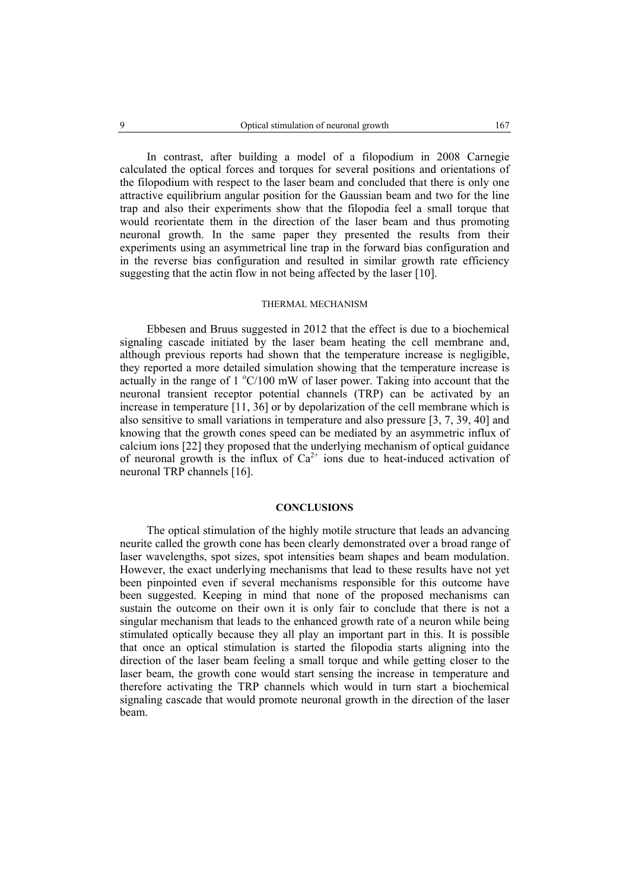In contrast, after building a model of a filopodium in 2008 Carnegie calculated the optical forces and torques for several positions and orientations of the filopodium with respect to the laser beam and concluded that there is only one attractive equilibrium angular position for the Gaussian beam and two for the line trap and also their experiments show that the filopodia feel a small torque that would reorientate them in the direction of the laser beam and thus promoting neuronal growth. In the same paper they presented the results from their experiments using an asymmetrical line trap in the forward bias configuration and in the reverse bias configuration and resulted in similar growth rate efficiency suggesting that the actin flow in not being affected by the laser [10].

## THERMAL MECHANISM

Ebbesen and Bruus suggested in 2012 that the effect is due to a biochemical signaling cascade initiated by the laser beam heating the cell membrane and, although previous reports had shown that the temperature increase is negligible, they reported a more detailed simulation showing that the temperature increase is actually in the range of 1 $^{o}$C/100 mW of laser power. Taking into account that the neuronal transient receptor potential channels (TRP) can be activated by an increase in temperature [11, 36] or by depolarization of the cell membrane which is also sensitive to small variations in temperature and also pressure [3, 7, 39, 40] and knowing that the growth cones speed can be mediated by an asymmetric influx of calcium ions [22] they proposed that the underlying mechanism of optical guidance of neuronal growth is the influx of $Ca^{2+}$ ions due to heat-induced activation of neuronal TRP channels [16].

## CONCLUSIONS

The optical stimulation of the highly motile structure that leads an advancing neurite called the growth cone has been clearly demonstrated over a broad range of laser wavelengths, spot sizes, spot intensities beam shapes and beam modulation. However, the exact underlying mechanisms that lead to these results have not yet been pinpointed even if several mechanisms responsible for this outcome have been suggested. Keeping in mind that none of the proposed mechanisms can sustain the outcome on their own it is only fair to conclude that there is not a singular mechanism that leads to the enhanced growth rate of a neuron while being stimulated optically because they all play an important part in this. It is possible that once an optical stimulation is started the filopodia starts aligning into the direction of the laser beam feeling a small torque and while getting closer to the laser beam, the growth cone would start sensing the increase in temperature and therefore activating the TRP channels which would in turn start a biochemical signaling cascade that would promote neuronal growth in the direction of the laser beam.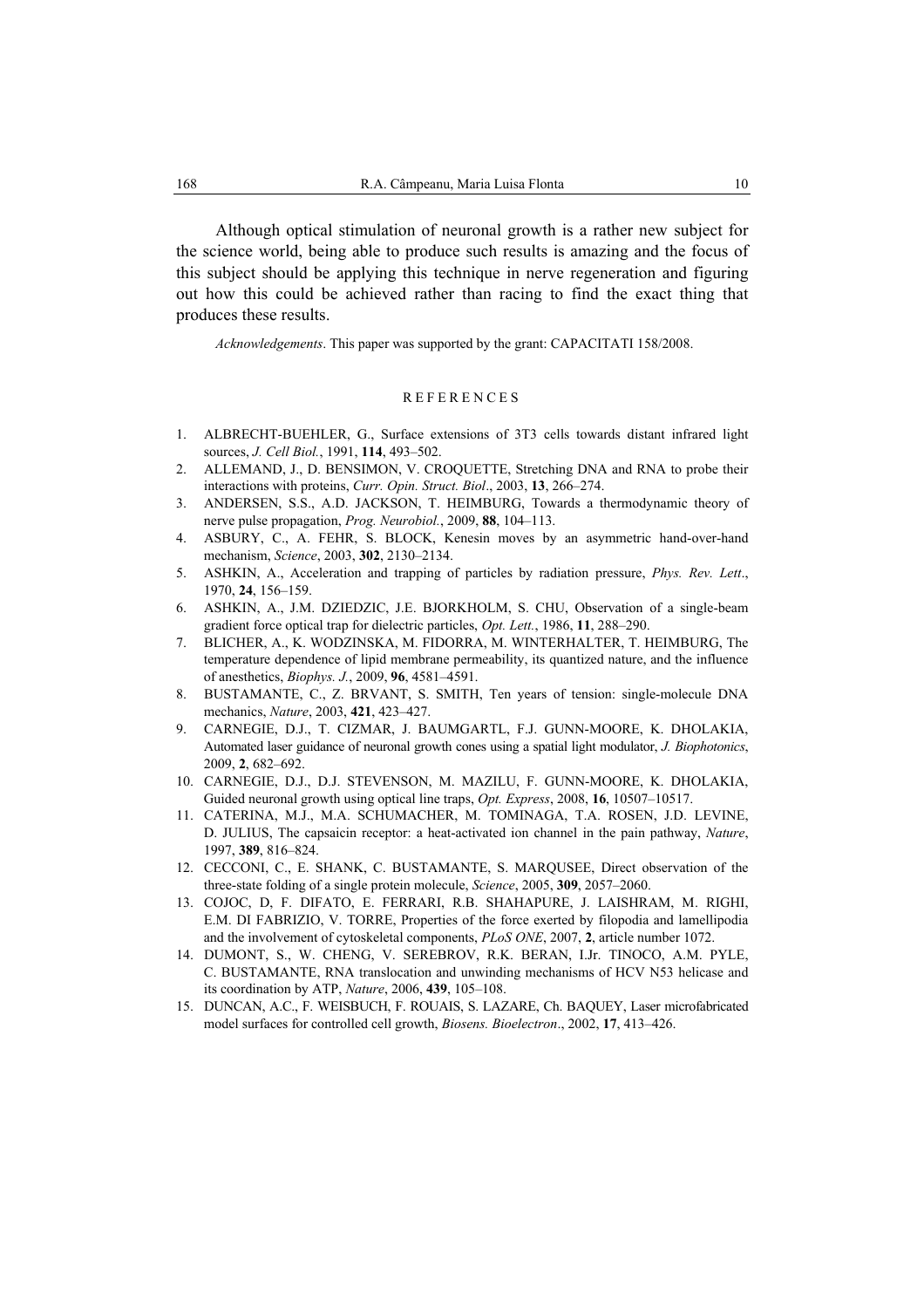Although optical stimulation of neuronal growth is a rather new subject for the science world, being able to produce such results is amazing and the focus of this subject should be applying this technique in nerve regeneration and figuring out how this could be achieved rather than racing to find the exact thing that produces these results.

*Acknowledgements*. This paper was supported by the grant: CAPACITATI 158/2008.

## REFERENCES

1. ALBRECHT-BUEHLER, G., Surface extensions of 3T3 cells towards distant infrared light sources, *J. Cell Biol.*, 1991, **114**, 493–502.
2. ALLEMAND, J., D. BENSIMON, V. CROQUETTE, Stretching DNA and RNA to probe their interactions with proteins, *Curr. Opin. Struct. Biol*., 2003, **13**, 266–274.
3. ANDERSEN, S.S., A.D. JACKSON, T. HEIMBURG, Towards a thermodynamic theory of nerve pulse propagation, *Prog. Neurobiol.*, 2009, **88**, 104–113.
4. ASBURY, C., A. FEHR, S. BLOCK, Kenesin moves by an asymmetric hand-over-hand mechanism, *Science*, 2003, **302**, 2130–2134.
5. ASHKIN, A., Acceleration and trapping of particles by radiation pressure, *Phys. Rev. Lett*., 1970, **24**, 156–159.
6. ASHKIN, A., J.M. DZIEDZIC, J.E. BJORKHOLM, S. CHU, Observation of a single-beam gradient force optical trap for dielectric particles, *Opt. Lett.*, 1986, **11**, 288–290.
7. BLICHER, A., K. WODZINSKA, M. FIDORRA, M. WINTERHALTER, T. HEIMBURG, The temperature dependence of lipid membrane permeability, its quantized nature, and the influence of anesthetics, *Biophys. J.*, 2009, **96**, 4581–4591.
8. BUSTAMANTE, C., Z. BRVANT, S. SMITH, Ten years of tension: single-molecule DNA mechanics, *Nature*, 2003, **421**, 423–427.
9. CARNEGIE, D.J., T. CIZMAR, J. BAUMGARTL, F.J. GUNN-MOORE, K. DHOLAKIA, Automated laser guidance of neuronal growth cones using a spatial light modulator, *J. Biophotonics*, 2009, **2**, 682–692.
10. CARNEGIE, D.J., D.J. STEVENSON, M. MAZILU, F. GUNN-MOORE, K. DHOLAKIA, Guided neuronal growth using optical line traps, *Opt. Express*, 2008, **16**, 10507–10517.
11. CATERINA, M.J., M.A. SCHUMACHER, M. TOMINAGA, T.A. ROSEN, J.D. LEVINE, D. JULIUS, The capsaicin receptor: a heat-activated ion channel in the pain pathway, *Nature*, 1997, **389**, 816–824.
12. CECCONI, C., E. SHANK, C. BUSTAMANTE, S. MARQUSEE, Direct observation of the three-state folding of a single protein molecule, *Science*, 2005, **309**, 2057–2060.
13. COJOC, D, F. DIFATO, E. FERRARI, R.B. SHAHAPURE, J. LAISHRAM, M. RIGHI, E.M. DI FABRIZIO, V. TORRE, Properties of the force exerted by filopodia and lamellipodia and the involvement of cytoskeletal components, *PLoS ONE*, 2007, **2**, article number 1072.
14. DUMONT, S., W. CHENG, V. SEREBROV, R.K. BERAN, I.Jr. TINOCO, A.M. PYLE, C. BUSTAMANTE, RNA translocation and unwinding mechanisms of HCV N53 helicase and its coordination by ATP, *Nature*, 2006, **439**, 105–108.
15. DUNCAN, A.C., F. WEISBUCH, F. ROUAIS, S. LAZARE, Ch. BAQUEY, Laser microfabricated model surfaces for controlled cell growth, *Biosens. Bioelectron*., 2002, **17**, 413–426.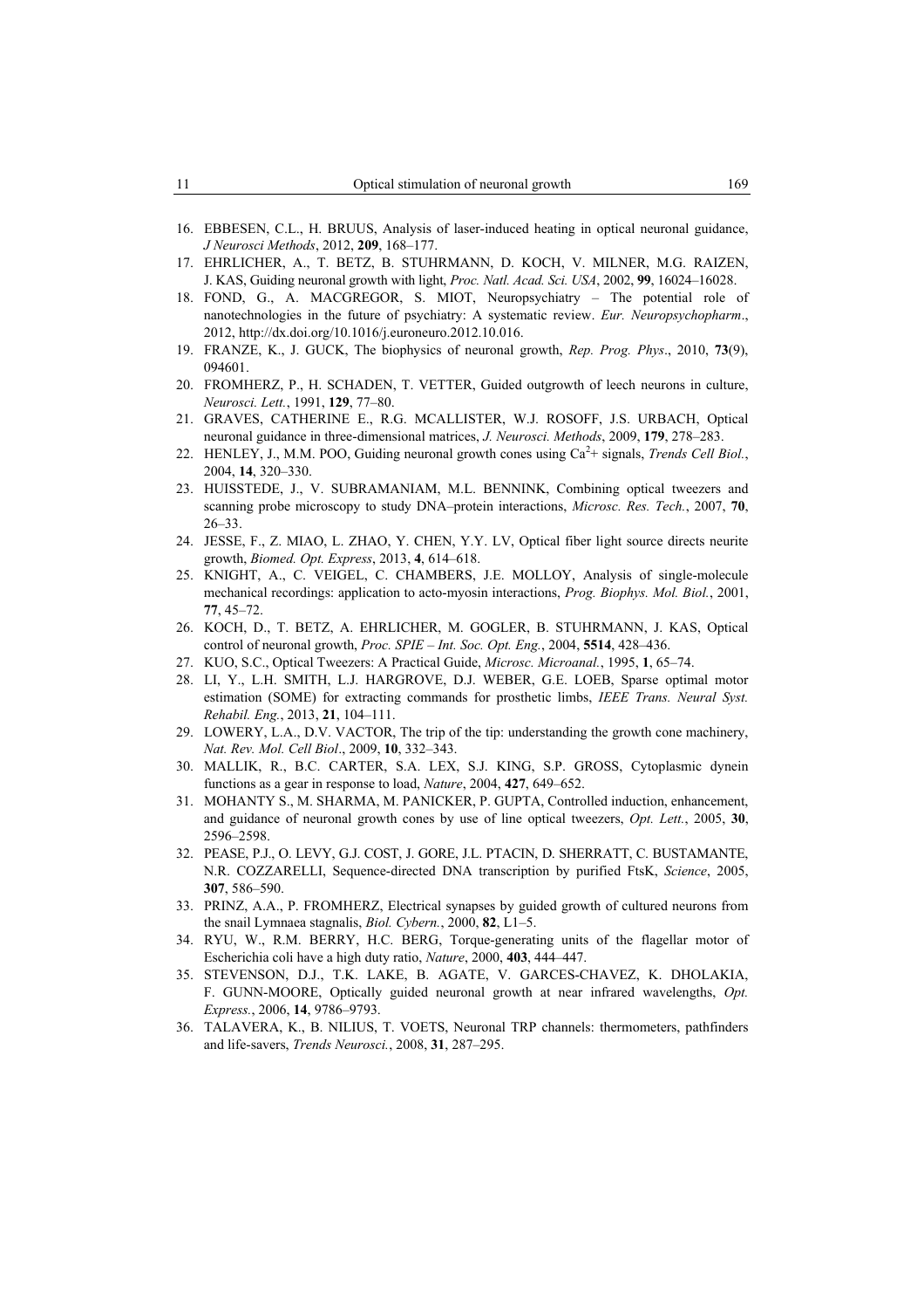16. EBBESEN, C.L., H. BRUUS, Analysis of laser-induced heating in optical neuronal guidance, *J Neurosci Methods*, 2012, **209**, 168–177.
17. EHRLICHER, A., T. BETZ, B. STUHRMANN, D. KOCH, V. MILNER, M.G. RAIZEN, J. KAS, Guiding neuronal growth with light, *Proc. Natl. Acad. Sci. USA*, 2002, **99**, 16024–16028.
18. FOND, G., A. MACGREGOR, S. MIOT, Neuropsychiatry – The potential role of nanotechnologies in the future of psychiatry: A systematic review. *Eur. Neuropsychopharm*., 2012, http://dx.doi.org/10.1016/j.euroneuro.2012.10.016.
19. FRANZE, K., J. GUCK, The biophysics of neuronal growth, *Rep. Prog. Phys*., 2010, **73**(9), 094601.
20. FROMHERZ, P., H. SCHADEN, T. VETTER, Guided outgrowth of leech neurons in culture, *Neurosci. Lett.*, 1991, **129**, 77–80.
21. GRAVES, CATHERINE E., R.G. MCALLISTER, W.J. ROSOFF, J.S. URBACH, Optical neuronal guidance in three-dimensional matrices, *J. Neurosci. Methods*, 2009, **179**, 278–283.
22. HENLEY, J., M.M. POO, Guiding neuronal growth cones using $Ca^{2}$+ signals, *Trends Cell Biol.*, 2004, **14**, 320–330.
23. HUISSTEDE, J., V. SUBRAMANIAM, M.L. BENNINK, Combining optical tweezers and scanning probe microscopy to study DNA–protein interactions, *Microsc. Res. Tech.*, 2007, **70**, 26–33.
24. JESSE, F., Z. MIAO, L. ZHAO, Y. CHEN, Y.Y. LV, Optical fiber light source directs neurite growth, *Biomed. Opt. Express*, 2013, **4**, 614–618.
25. KNIGHT, A., C. VEIGEL, C. CHAMBERS, J.E. MOLLOY, Analysis of single-molecule mechanical recordings: application to acto-myosin interactions, *Prog. Biophys. Mol. Biol.*, 2001, **77**, 45–72.
26. KOCH, D., T. BETZ, A. EHRLICHER, M. GOGLER, B. STUHRMANN, J. KAS, Optical control of neuronal growth, *Proc. SPIE – Int. Soc. Opt. Eng.*, 2004, **5514**, 428–436.
27. KUO, S.C., Optical Tweezers: A Practical Guide, *Microsc. Microanal.*, 1995, **1**, 65–74.
28. LI, Y., L.H. SMITH, L.J. HARGROVE, D.J. WEBER, G.E. LOEB, Sparse optimal motor estimation (SOME) for extracting commands for prosthetic limbs, *IEEE Trans. Neural Syst. Rehabil. Eng.*, 2013, **21**, 104–111.
29. LOWERY, L.A., D.V. VACTOR, The trip of the tip: understanding the growth cone machinery, *Nat. Rev. Mol. Cell Biol*., 2009, **10**, 332–343.
30. MALLIK, R., B.C. CARTER, S.A. LEX, S.J. KING, S.P. GROSS, Cytoplasmic dynein functions as a gear in response to load, *Nature*, 2004, **427**, 649–652.
31. MOHANTY S., M. SHARMA, M. PANICKER, P. GUPTA, Controlled induction, enhancement, and guidance of neuronal growth cones by use of line optical tweezers, *Opt. Lett.*, 2005, **30**, 2596–2598.
32. PEASE, P.J., O. LEVY, G.J. COST, J. GORE, J.L. PTACIN, D. SHERRATT, C. BUSTAMANTE, N.R. COZZARELLI, Sequence-directed DNA transcription by purified FtsK, *Science*, 2005, **307**, 586–590.
33. PRINZ, A.A., P. FROMHERZ, Electrical synapses by guided growth of cultured neurons from the snail Lymnaea stagnalis, *Biol. Cybern.*, 2000, **82**, L1–5.
34. RYU, W., R.M. BERRY, H.C. BERG, Torque-generating units of the flagellar motor of Escherichia coli have a high duty ratio, *Nature*, 2000, **403**, 444–447.
35. STEVENSON, D.J., T.K. LAKE, B. AGATE, V. GARCES-CHAVEZ, K. DHOLAKIA, F. GUNN-MOORE, Optically guided neuronal growth at near infrared wavelengths, *Opt. Express.*, 2006, **14**, 9786–9793.
36. TALAVERA, K., B. NILIUS, T. VOETS, Neuronal TRP channels: thermometers, pathfinders and life-savers, *Trends Neurosci.*, 2008, **31**, 287–295.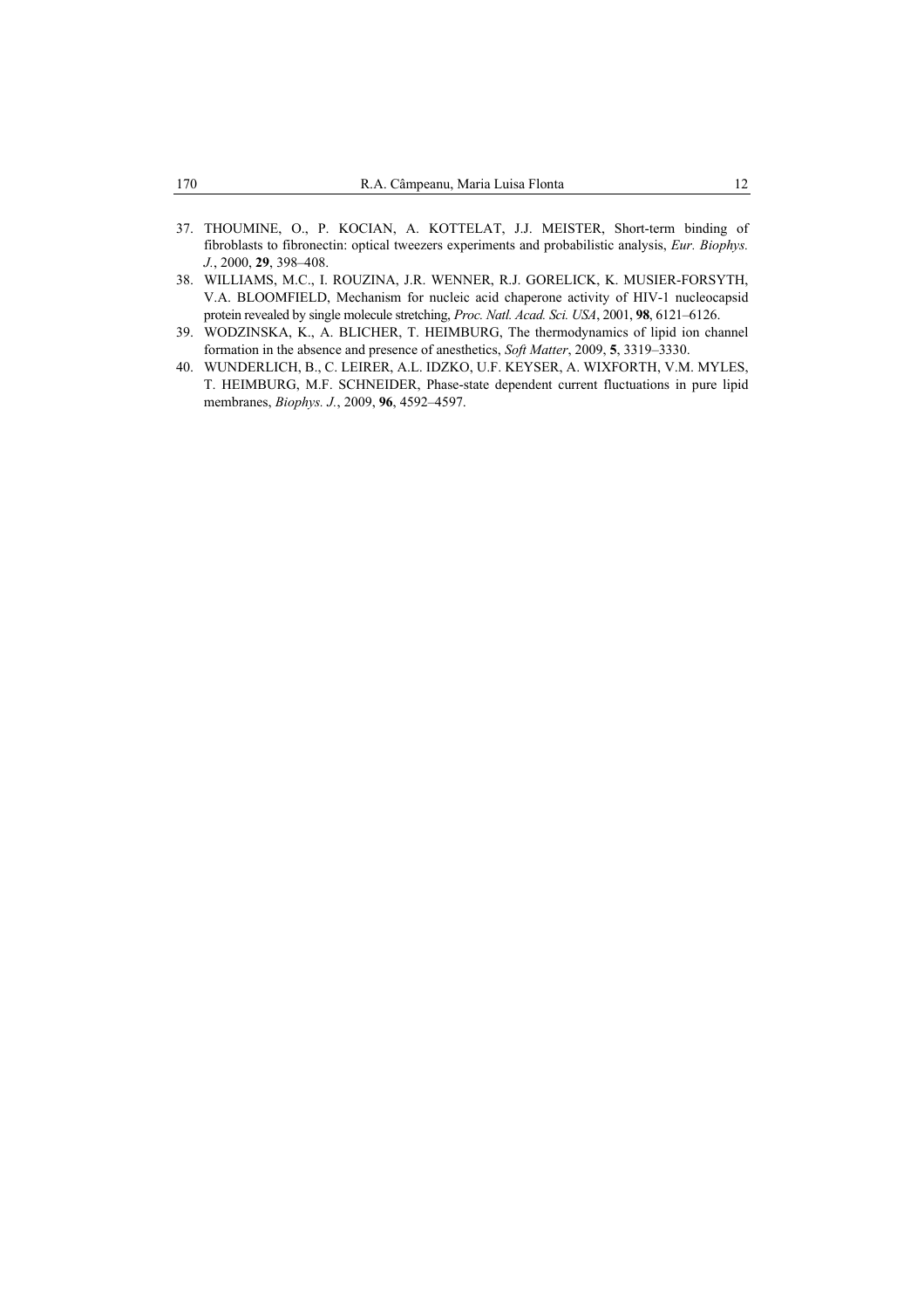37. THOUMINE, O., P. KOCIAN, A. KOTTELAT, J.J. MEISTER, Short-term binding of fibroblasts to fibronectin: optical tweezers experiments and probabilistic analysis, *Eur. Biophys. J.*, 2000, **29**, 398–408.
38. WILLIAMS, M.C., I. ROUZINA, J.R. WENNER, R.J. GORELICK, K. MUSIER-FORSYTH, V.A. BLOOMFIELD, Mechanism for nucleic acid chaperone activity of HIV-1 nucleocapsid protein revealed by single molecule stretching, *Proc. Natl. Acad. Sci. USA*, 2001, **98**, 6121–6126.
39. WODZINSKA, K., A. BLICHER, T. HEIMBURG, The thermodynamics of lipid ion channel formation in the absence and presence of anesthetics, *Soft Matter*, 2009, **5**, 3319–3330.
40. WUNDERLICH, B., C. LEIRER, A.L. IDZKO, U.F. KEYSER, A. WIXFORTH, V.M. MYLES, T. HEIMBURG, M.F. SCHNEIDER, Phase-state dependent current fluctuations in pure lipid membranes, *Biophys. J.*, 2009, **96**, 4592–4597.